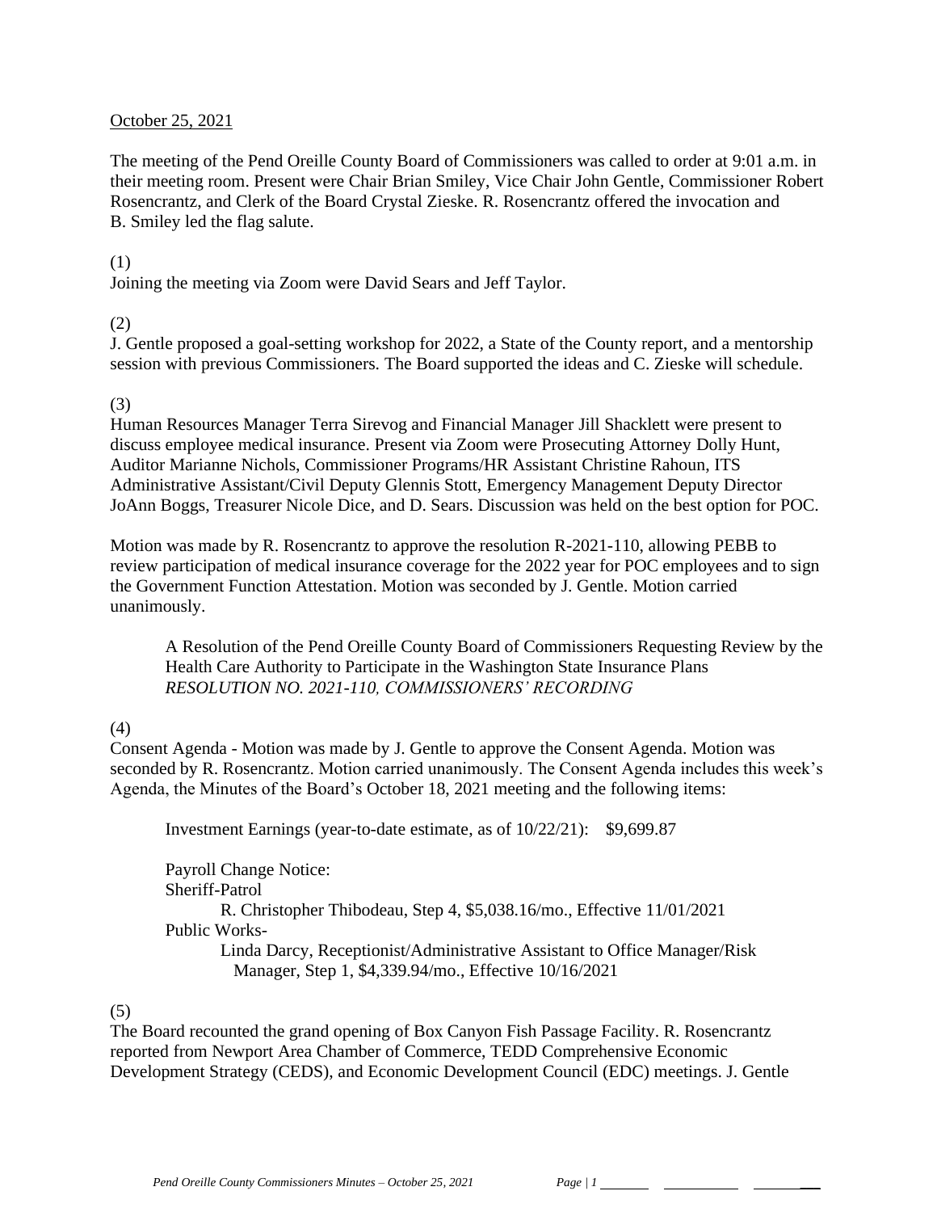October 25, 2021

The meeting of the Pend Oreille County Board of Commissioners was called to order at 9:01 a.m. in their meeting room. Present were Chair Brian Smiley, Vice Chair John Gentle, Commissioner Robert Rosencrantz, and Clerk of the Board Crystal Zieske. R. Rosencrantz offered the invocation and B. Smiley led the flag salute.

(1)
Joining the meeting via Zoom were David Sears and Jeff Taylor.

(2)
J. Gentle proposed a goal-setting workshop for 2022, a State of the County report, and a mentorship session with previous Commissioners. The Board supported the ideas and C. Zieske will schedule.

(3)
Human Resources Manager Terra Sirevog and Financial Manager Jill Shacklett were present to discuss employee medical insurance. Present via Zoom were Prosecuting Attorney Dolly Hunt, Auditor Marianne Nichols, Commissioner Programs/HR Assistant Christine Rahoun, ITS Administrative Assistant/Civil Deputy Glennis Stott, Emergency Management Deputy Director JoAnn Boggs, Treasurer Nicole Dice, and D. Sears. Discussion was held on the best option for POC.

Motion was made by R. Rosencrantz to approve the resolution R-2021-110, allowing PEBB to review participation of medical insurance coverage for the 2022 year for POC employees and to sign the Government Function Attestation. Motion was seconded by J. Gentle. Motion carried unanimously.

> A Resolution of the Pend Oreille County Board of Commissioners Requesting Review by the Health Care Authority to Participate in the Washington State Insurance Plans
> *RESOLUTION NO. 2021-110, COMMISSIONERS' RECORDING*

(4)
Consent Agenda - Motion was made by J. Gentle to approve the Consent Agenda. Motion was seconded by R. Rosencrantz. Motion carried unanimously. The Consent Agenda includes this week's Agenda, the Minutes of the Board's October 18, 2021 meeting and the following items:

Investment Earnings (year-to-date estimate, as of 10/22/21): $9,699.87

Payroll Change Notice:
Sheriff-Patrol
R. Christopher Thibodeau, Step 4, $5,038.16/mo., Effective 11/01/2021
Public Works-
Linda Darcy, Receptionist/Administrative Assistant to Office Manager/Risk Manager, Step 1, $4,339.94/mo., Effective 10/16/2021

(5)
The Board recounted the grand opening of Box Canyon Fish Passage Facility. R. Rosencrantz reported from Newport Area Chamber of Commerce, TEDD Comprehensive Economic Development Strategy (CEDS), and Economic Development Council (EDC) meetings. J. Gentle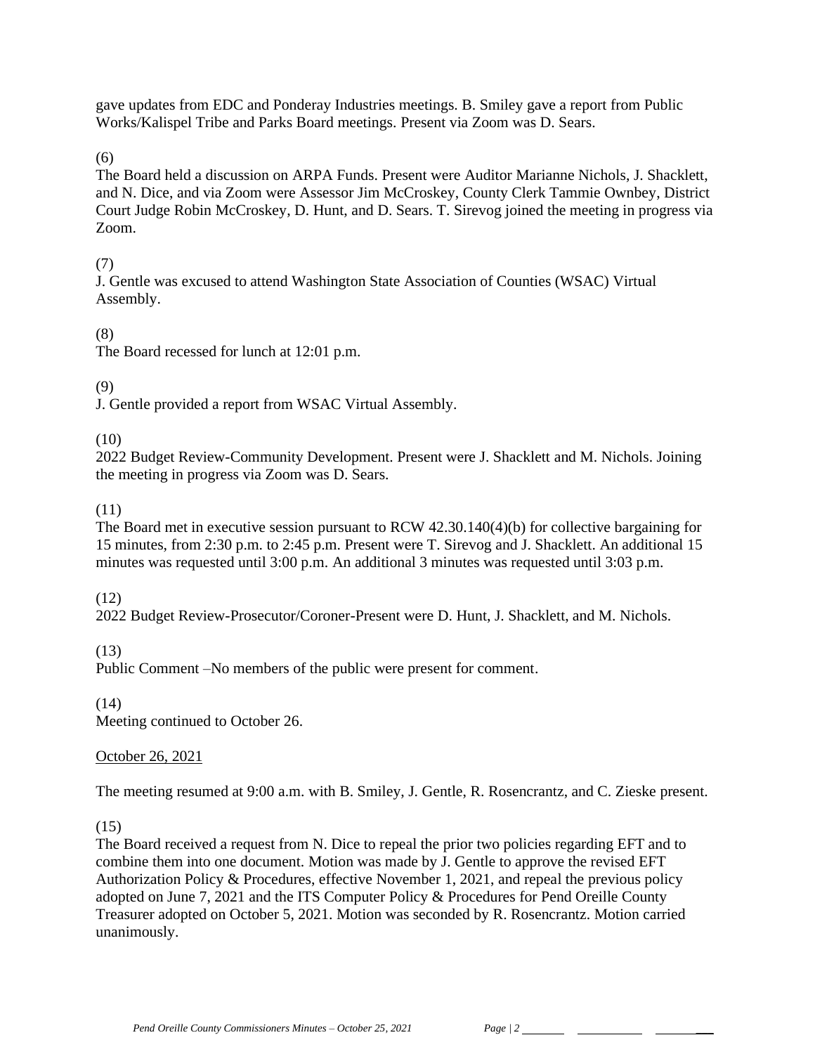gave updates from EDC and Ponderay Industries meetings. B. Smiley gave a report from Public Works/Kalispel Tribe and Parks Board meetings. Present via Zoom was D. Sears.

(6)
The Board held a discussion on ARPA Funds. Present were Auditor Marianne Nichols, J. Shacklett, and N. Dice, and via Zoom were Assessor Jim McCroskey, County Clerk Tammie Ownbey, District Court Judge Robin McCroskey, D. Hunt, and D. Sears. T. Sirevog joined the meeting in progress via Zoom.

(7)
J. Gentle was excused to attend Washington State Association of Counties (WSAC) Virtual Assembly.

(8)
The Board recessed for lunch at 12:01 p.m.

(9)
J. Gentle provided a report from WSAC Virtual Assembly.

(10)
2022 Budget Review-Community Development. Present were J. Shacklett and M. Nichols. Joining the meeting in progress via Zoom was D. Sears.

(11)
The Board met in executive session pursuant to RCW 42.30.140(4)(b) for collective bargaining for 15 minutes, from 2:30 p.m. to 2:45 p.m. Present were T. Sirevog and J. Shacklett. An additional 15 minutes was requested until 3:00 p.m. An additional 3 minutes was requested until 3:03 p.m.

(12)
2022 Budget Review-Prosecutor/Coroner-Present were D. Hunt, J. Shacklett, and M. Nichols.

(13)
Public Comment –No members of the public were present for comment.

(14)
Meeting continued to October 26.

<u>October 26, 2021</u>

The meeting resumed at 9:00 a.m. with B. Smiley, J. Gentle, R. Rosencrantz, and C. Zieske present.

(15)
The Board received a request from N. Dice to repeal the prior two policies regarding EFT and to combine them into one document. Motion was made by J. Gentle to approve the revised EFT Authorization Policy & Procedures, effective November 1, 2021, and repeal the previous policy adopted on June 7, 2021 and the ITS Computer Policy & Procedures for Pend Oreille County Treasurer adopted on October 5, 2021. Motion was seconded by R. Rosencrantz. Motion carried unanimously.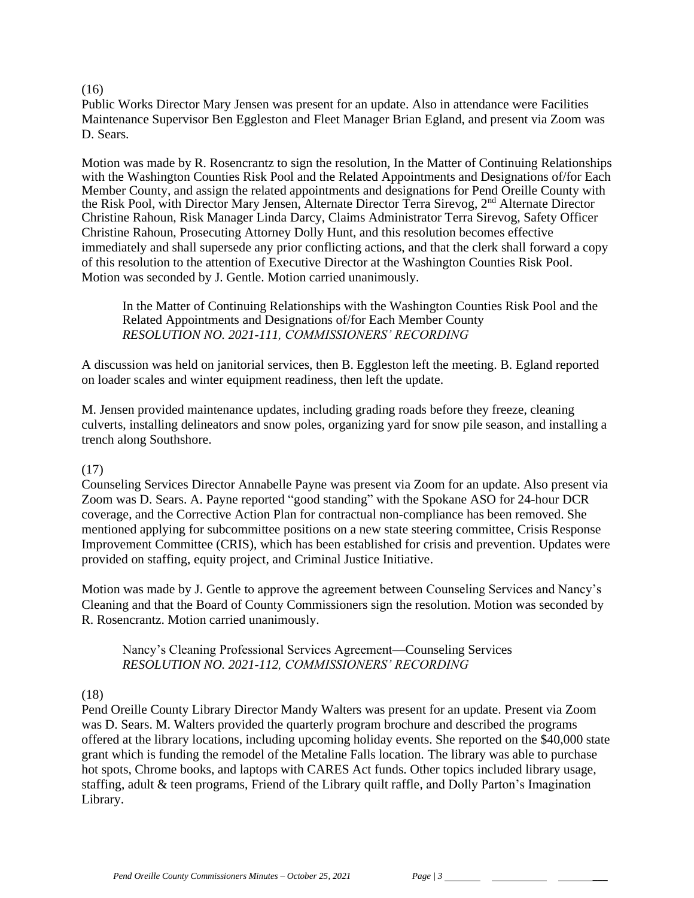(16)

Public Works Director Mary Jensen was present for an update. Also in attendance were Facilities Maintenance Supervisor Ben Eggleston and Fleet Manager Brian Egland, and present via Zoom was D. Sears.

Motion was made by R. Rosencrantz to sign the resolution, In the Matter of Continuing Relationships with the Washington Counties Risk Pool and the Related Appointments and Designations of/for Each Member County, and assign the related appointments and designations for Pend Oreille County with the Risk Pool, with Director Mary Jensen, Alternate Director Terra Sirevog, 2nd Alternate Director Christine Rahoun, Risk Manager Linda Darcy, Claims Administrator Terra Sirevog, Safety Officer Christine Rahoun, Prosecuting Attorney Dolly Hunt, and this resolution becomes effective immediately and shall supersede any prior conflicting actions, and that the clerk shall forward a copy of this resolution to the attention of Executive Director at the Washington Counties Risk Pool. Motion was seconded by J. Gentle. Motion carried unanimously.

> In the Matter of Continuing Relationships with the Washington Counties Risk Pool and the Related Appointments and Designations of/for Each Member County
> *RESOLUTION NO. 2021-111, COMMISSIONERS' RECORDING*

A discussion was held on janitorial services, then B. Eggleston left the meeting. B. Egland reported on loader scales and winter equipment readiness, then left the update.

M. Jensen provided maintenance updates, including grading roads before they freeze, cleaning culverts, installing delineators and snow poles, organizing yard for snow pile season, and installing a trench along Southshore.

(17)

Counseling Services Director Annabelle Payne was present via Zoom for an update. Also present via Zoom was D. Sears. A. Payne reported "good standing" with the Spokane ASO for 24-hour DCR coverage, and the Corrective Action Plan for contractual non-compliance has been removed. She mentioned applying for subcommittee positions on a new state steering committee, Crisis Response Improvement Committee (CRIS), which has been established for crisis and prevention. Updates were provided on staffing, equity project, and Criminal Justice Initiative.

Motion was made by J. Gentle to approve the agreement between Counseling Services and Nancy's Cleaning and that the Board of County Commissioners sign the resolution. Motion was seconded by R. Rosencrantz. Motion carried unanimously.

> Nancy's Cleaning Professional Services Agreement—Counseling Services
> *RESOLUTION NO. 2021-112, COMMISSIONERS' RECORDING*

(18)

Pend Oreille County Library Director Mandy Walters was present for an update. Present via Zoom was D. Sears. M. Walters provided the quarterly program brochure and described the programs offered at the library locations, including upcoming holiday events. She reported on the $40,000 state grant which is funding the remodel of the Metaline Falls location. The library was able to purchase hot spots, Chrome books, and laptops with CARES Act funds. Other topics included library usage, staffing, adult & teen programs, Friend of the Library quilt raffle, and Dolly Parton's Imagination Library.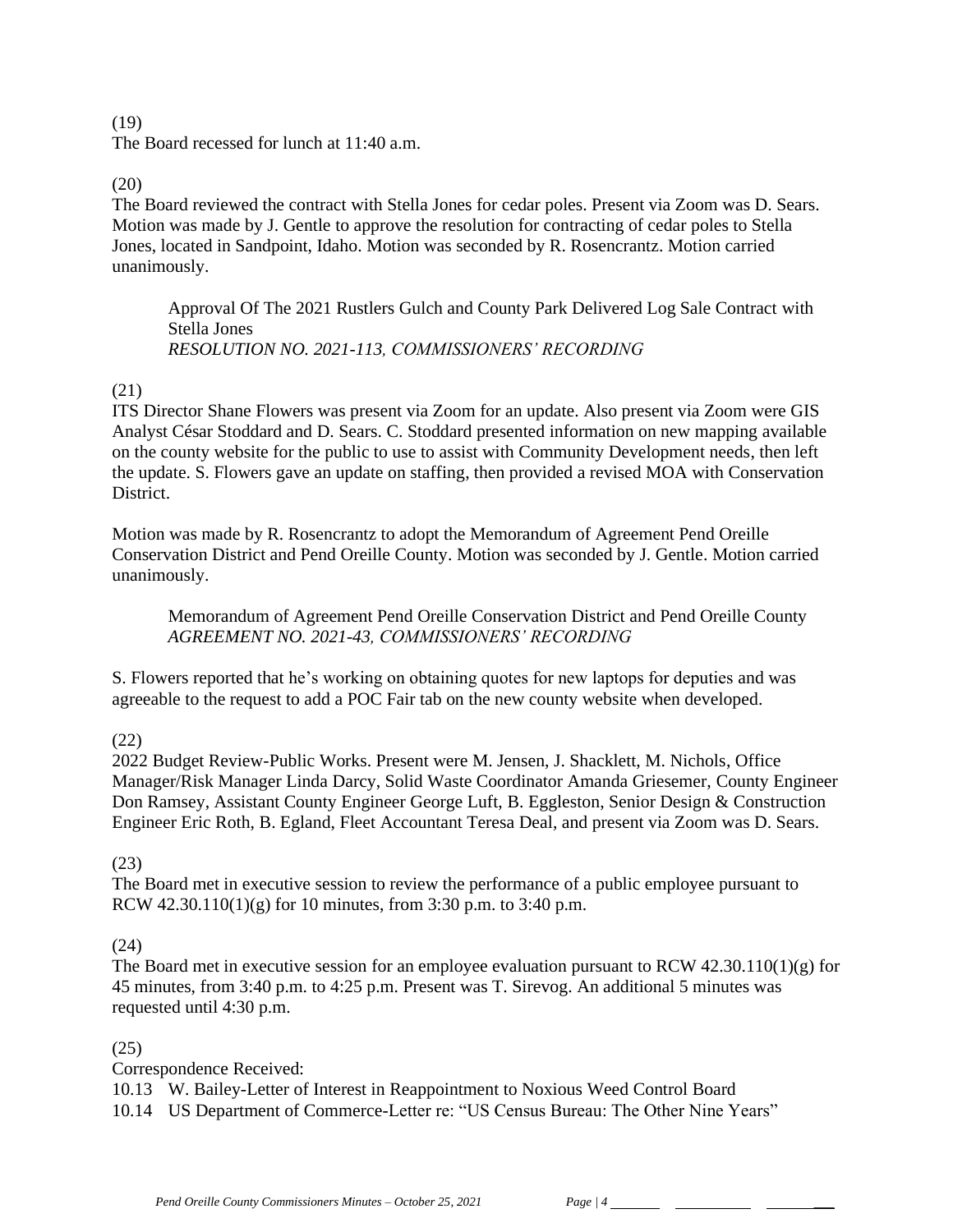(19)
The Board recessed for lunch at 11:40 a.m.

(20)
The Board reviewed the contract with Stella Jones for cedar poles. Present via Zoom was D. Sears. Motion was made by J. Gentle to approve the resolution for contracting of cedar poles to Stella Jones, located in Sandpoint, Idaho. Motion was seconded by R. Rosencrantz. Motion carried unanimously.

> Approval Of The 2021 Rustlers Gulch and County Park Delivered Log Sale Contract with Stella Jones
> *RESOLUTION NO. 2021-113, COMMISSIONERS' RECORDING*

(21)
ITS Director Shane Flowers was present via Zoom for an update. Also present via Zoom were GIS Analyst César Stoddard and D. Sears. C. Stoddard presented information on new mapping available on the county website for the public to use to assist with Community Development needs, then left the update. S. Flowers gave an update on staffing, then provided a revised MOA with Conservation District.

Motion was made by R. Rosencrantz to adopt the Memorandum of Agreement Pend Oreille Conservation District and Pend Oreille County. Motion was seconded by J. Gentle. Motion carried unanimously.

> Memorandum of Agreement Pend Oreille Conservation District and Pend Oreille County
> *AGREEMENT NO. 2021-43, COMMISSIONERS' RECORDING*

S. Flowers reported that he's working on obtaining quotes for new laptops for deputies and was agreeable to the request to add a POC Fair tab on the new county website when developed.

(22)
2022 Budget Review-Public Works. Present were M. Jensen, J. Shacklett, M. Nichols, Office Manager/Risk Manager Linda Darcy, Solid Waste Coordinator Amanda Griesemer, County Engineer Don Ramsey, Assistant County Engineer George Luft, B. Eggleston, Senior Design & Construction Engineer Eric Roth, B. Egland, Fleet Accountant Teresa Deal, and present via Zoom was D. Sears.

(23)
The Board met in executive session to review the performance of a public employee pursuant to RCW 42.30.110(1)(g) for 10 minutes, from 3:30 p.m. to 3:40 p.m.

(24)
The Board met in executive session for an employee evaluation pursuant to RCW 42.30.110(1)(g) for 45 minutes, from 3:40 p.m. to 4:25 p.m. Present was T. Sirevog. An additional 5 minutes was requested until 4:30 p.m.

(25)
Correspondence Received:

10.13 W. Bailey-Letter of Interest in Reappointment to Noxious Weed Control Board
10.14 US Department of Commerce-Letter re: "US Census Bureau: The Other Nine Years"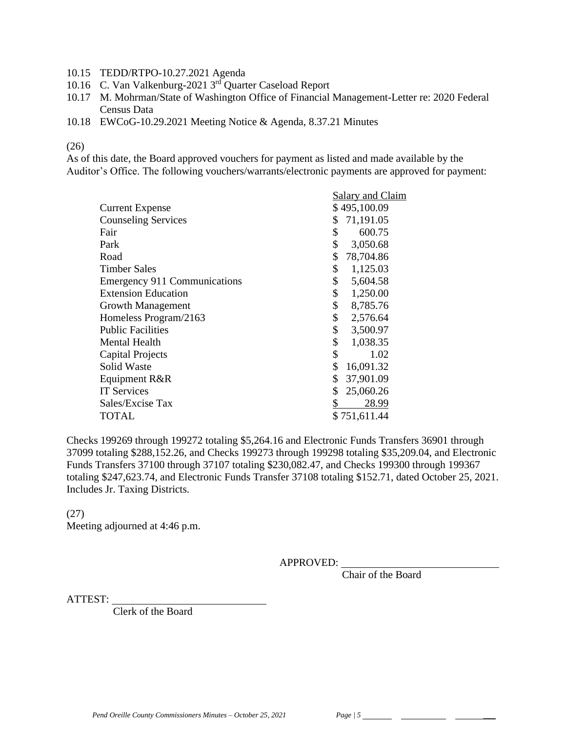10.15 TEDD/RTPO-10.27.2021 Agenda
10.16 C. Van Valkenburg-2021 3rd Quarter Caseload Report
10.17 M. Mohrman/State of Washington Office of Financial Management-Letter re: 2020 Federal Census Data
10.18 EWCoG-10.29.2021 Meeting Notice & Agenda, 8.37.21 Minutes

(26)

As of this date, the Board approved vouchers for payment as listed and made available by the Auditor's Office. The following vouchers/warrants/electronic payments are approved for payment:

| | Salary and Claim |
|---|---|
| Current Expense | $ 495,100.09 |
| Counseling Services | $ 71,191.05 |
| Fair | $ 600.75 |
| Park | $ 3,050.68 |
| Road | $ 78,704.86 |
| Timber Sales | $ 1,125.03 |
| Emergency 911 Communications | $ 5,604.58 |
| Extension Education | $ 1,250.00 |
| Growth Management | $ 8,785.76 |
| Homeless Program/2163 | $ 2,576.64 |
| Public Facilities | $ 3,500.97 |
| Mental Health | $ 1,038.35 |
| Capital Projects | $ 1.02 |
| Solid Waste | $ 16,091.32 |
| Equipment R&R | $ 37,901.09 |
| IT Services | $ 25,060.26 |
| Sales/Excise Tax | $ 28.99 |
| TOTAL | $ 751,611.44 |

Checks 199269 through 199272 totaling $5,264.16 and Electronic Funds Transfers 36901 through 37099 totaling $288,152.26, and Checks 199273 through 199298 totaling $35,209.04, and Electronic Funds Transfers 37100 through 37107 totaling $230,082.47, and Checks 199300 through 199367 totaling $247,623.74, and Electronic Funds Transfer 37108 totaling $152.71, dated October 25, 2021. Includes Jr. Taxing Districts.

(27)

Meeting adjourned at 4:46 p.m.

APPROVED: ______________________________
Chair of the Board

ATTEST: ______________________________
Clerk of the Board